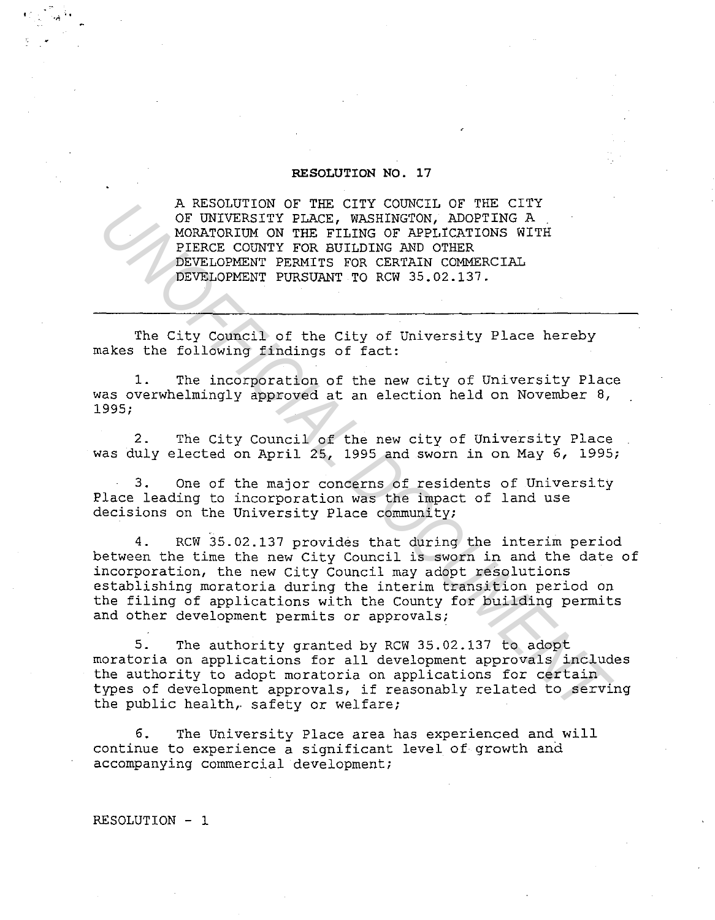# RESOLUTION NO. 17

A RESOLUTION OF THE CITY COUNCIL OF THE CITY OF UNIVERSITY PLACE, WASHINGTON, ADOPTING A MORATORIUM ON THE FILING OF APPLICATIONS WITH PIERCE COUNTY FOR BUILDING AND OTHER DEVELOPMENT PERMITS FOR CERTAIN COMMERCIAL DEVELOPMENT PURSUANT TO RCW 35.02.137.

---

The City Council of the City of University Place hereby makes the following findings of fact:

1. The incorporation of the new city of University Place was overwhelmingly approved at an election held on November 8, 1995;

2. The City Council of the new city of University Place was duly elected on April 25, 1995 and sworn in on May 6, 1995;

3. One of the major concerns of residents of University Place leading to incorporation was the impact of land use decisions on the University Place community;

4. RCW 35.02.137 provides that during the interim period between the time the new City Council is sworn in and the date of incorporation, the new City Council may adopt resolutions establishing moratoria during the interim transition period on the filing of applications with the County for building permits and other development permits or approvals;

5. The authority granted by RCW 35.02.137 to adopt moratoria on applications for all development approvals includes the authority to adopt moratoria on applications for certain types of development approvals, if reasonably related to serving the public health, safety or welfare;

6. The University Place area has experienced and will continue to experience a significant level of growth and accompanying commercial development;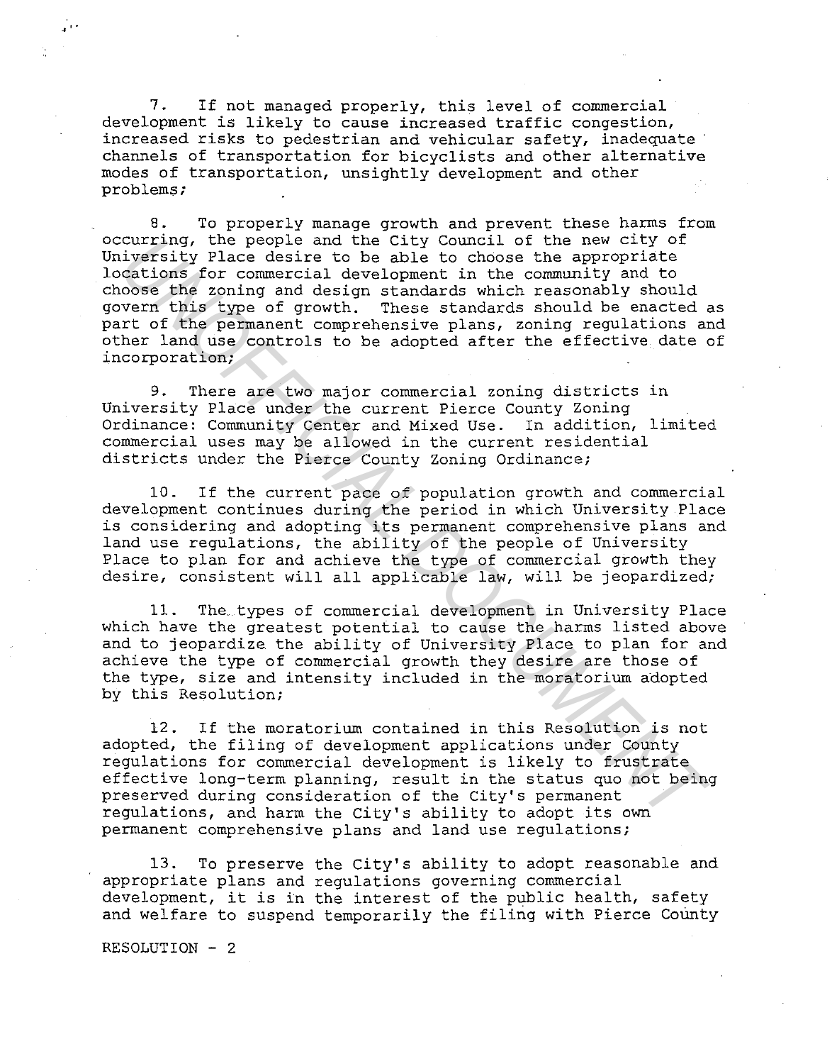7. If not managed properly, this level of commercial development is likely to cause increased traffic congestion, increased risks to pedestrian and vehicular safety, inadequate channels of transportation for bicyclists and other alternative modes of transportation, unsightly development and other problems;

8. To properly manage growth and prevent these harms from occurring, the people and the City Council of the new city of University Place desire to be able to choose the appropriate locations for commercial development in the community and to choose the zoning and design standards which reasonably should govern this type of growth. These standards should be enacted as part of the permanent comprehensive plans, zoning regulations and other land use controls to be adopted after the effective date of incorporation;

9. There are two major commercial zoning districts in University Place under the current Pierce County Zoning Ordinance: Community Center and Mixed Use. In addition, limited commercial uses may be allowed in the current residential districts under the Pierce County Zoning Ordinance;

10. If the current pace of population growth and commercial development continues during the period in which University Place is considering and adopting its permanent comprehensive plans and land use regulations, the ability of the people of University Place to plan for and achieve the type of commercial growth they desire, consistent will all applicable law, will be jeopardized;

11. The types of commercial development in University Place which have the greatest potential to cause the harms listed above and to jeopardize the ability of University Place to plan for and achieve the type of commercial growth they desire are those of the type, size and intensity included in the moratorium adopted by this Resolution;

12. If the moratorium contained in this Resolution is not adopted, the filing of development applications under County regulations for commercial development is likely to frustrate effective long-term planning, result in the status quo not being preserved during consideration of the City's permanent regulations, and harm the City's ability to adopt its own permanent comprehensive plans and land use regulations;

13. To preserve the City's ability to adopt reasonable and appropriate plans and regulations governing commercial development, it is in the interest of the public health, safety and welfare to suspend temporarily the filing with Pierce County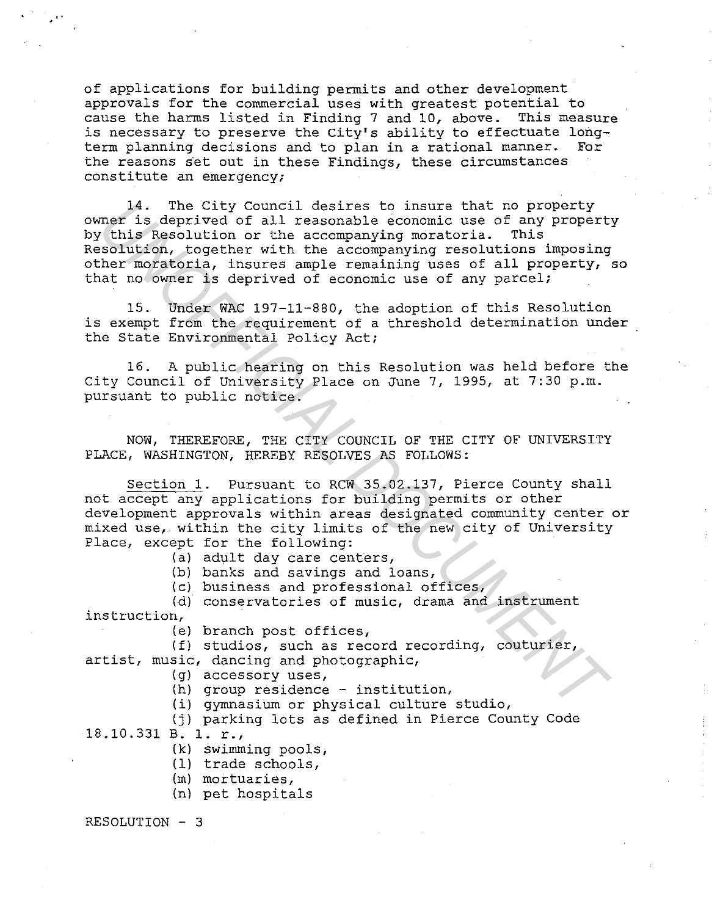of applications for building permits and other development approvals for the commercial uses with greatest potential to cause the harms listed in Finding 7 and 10, above. This measure is necessary to preserve the City's ability to effectuate long-term planning decisions and to plan in a rational manner. For the reasons set out in these Findings, these circumstances constitute an emergency;

14. The City Council desires to insure that no property owner is deprived of all reasonable economic use of any property by this Resolution or the accompanying moratoria. This Resolution, together with the accompanying resolutions imposing other moratoria, insures ample remaining uses of all property, so that no owner is deprived of economic use of any parcel;

15. Under WAC 197-11-880, the adoption of this Resolution is exempt from the requirement of a threshold determination under the State Environmental Policy Act;

16. A public hearing on this Resolution was held before the City Council of University Place on June 7, 1995, at 7:30 p.m. pursuant to public notice.

NOW, THEREFORE, THE CITY COUNCIL OF THE CITY OF UNIVERSITY PLACE, WASHINGTON, HEREBY RESOLVES AS FOLLOWS:

Section 1. Pursuant to RCW 35.02.137, Pierce County shall not accept any applications for building permits or other development approvals within areas designated community center or mixed use, within the city limits of the new city of University Place, except for the following:

(a) adult day care centers,

(b) banks and savings and loans,

(c) business and professional offices,

(d) conservatories of music, drama and instrument instruction,

(e) branch post offices,

(f) studios, such as record recording, couturier, artist, music, dancing and photographic,

(g) accessory uses,

(h) group residence - institution,

(i) gymnasium or physical culture studio,

(j) parking lots as defined in Pierce County Code 18.10.331 B. 1. r.,

(k) swimming pools,

(l) trade schools,

(m) mortuaries,

(n) pet hospitals

RESOLUTION - 3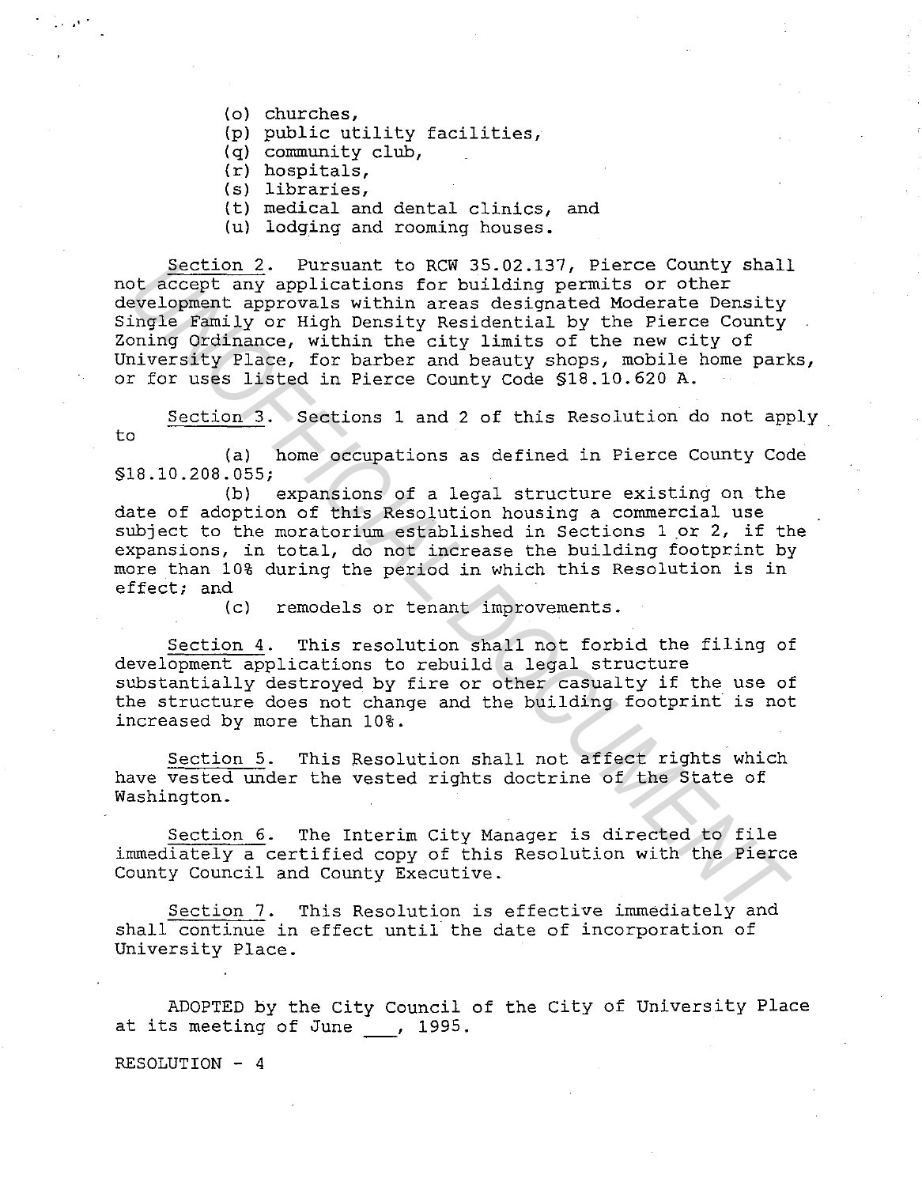(o) churches,
(p) public utility facilities,
(q) community club,
(r) hospitals,
(s) libraries,
(t) medical and dental clinics, and
(u) lodging and rooming houses.

Section 2. Pursuant to RCW 35.02.137, Pierce County shall not accept any applications for building permits or other development approvals within areas designated Moderate Density Single Family or High Density Residential by the Pierce County Zoning Ordinance, within the city limits of the new city of University Place, for barber and beauty shops, mobile home parks, or for uses listed in Pierce County Code §18.10.620 A.

Section 3. Sections 1 and 2 of this Resolution do not apply to

(a) home occupations as defined in Pierce County Code §18.10.208.055;

(b) expansions of a legal structure existing on the date of adoption of this Resolution housing a commercial use subject to the moratorium established in Sections 1 or 2, if the expansions, in total, do not increase the building footprint by more than 10% during the period in which this Resolution is in effect; and

(c) remodels or tenant improvements.

Section 4. This resolution shall not forbid the filing of development applications to rebuild a legal structure substantially destroyed by fire or other casualty if the use of the structure does not change and the building footprint is not increased by more than 10%.

Section 5. This Resolution shall not affect rights which have vested under the vested rights doctrine of the State of Washington.

Section 6. The Interim City Manager is directed to file immediately a certified copy of this Resolution with the Pierce County Council and County Executive.

Section 7. This Resolution is effective immediately and shall continue in effect until the date of incorporation of University Place.

ADOPTED by the City Council of the City of University Place at its meeting of June ___, 1995.

RESOLUTION - 4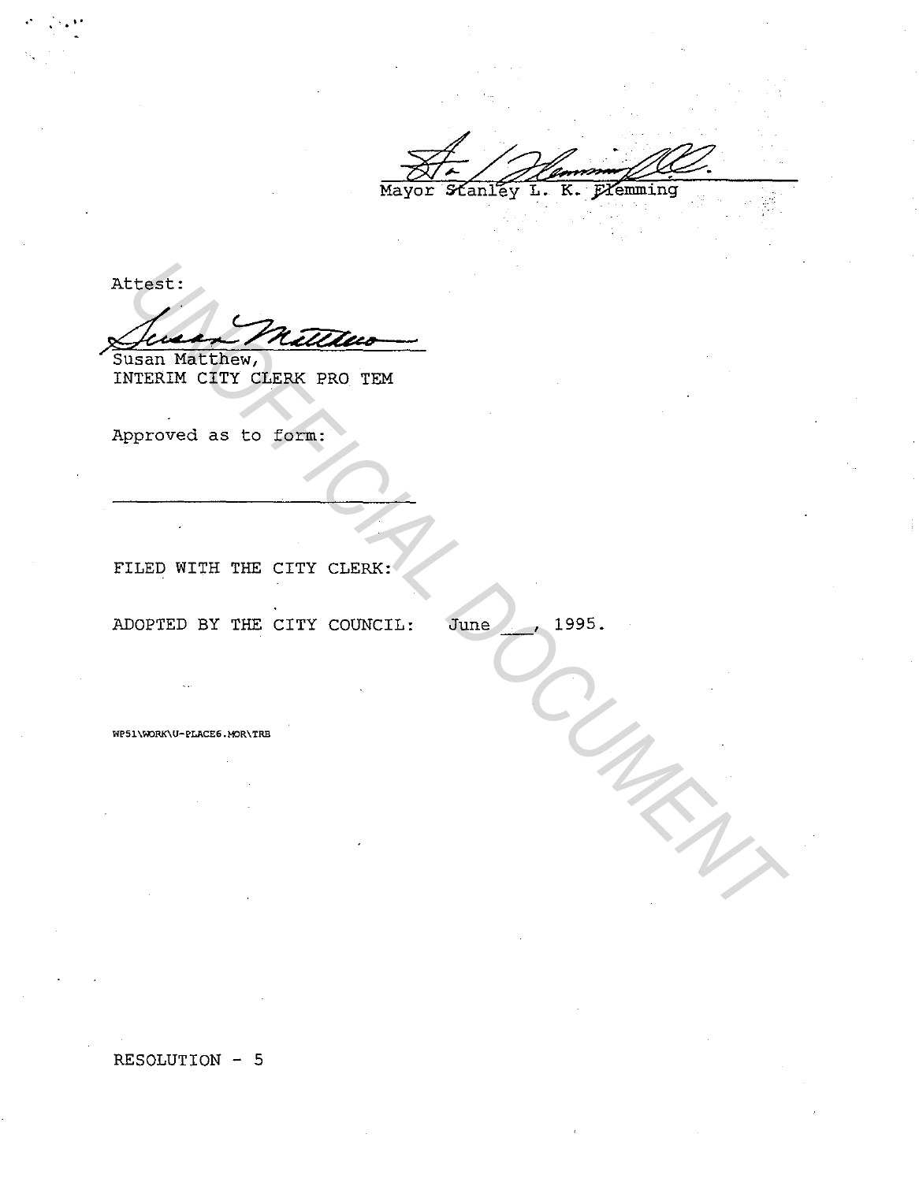Mayor Stanley L. K. Flemming

Attest:

Susan Matthew,
INTERIM CITY CLERK PRO TEM

Approved as to form:

\_\_\_\_\_\_\_\_\_\_\_\_\_\_\_\_\_\_\_\_\_\_\_\_\_\_

FILED WITH THE CITY CLERK:

ADOPTED BY THE CITY COUNCIL: June \_\_\_, 1995.

WP51\WORK\U-PLACE6.MOR\TRB

RESOLUTION - 5